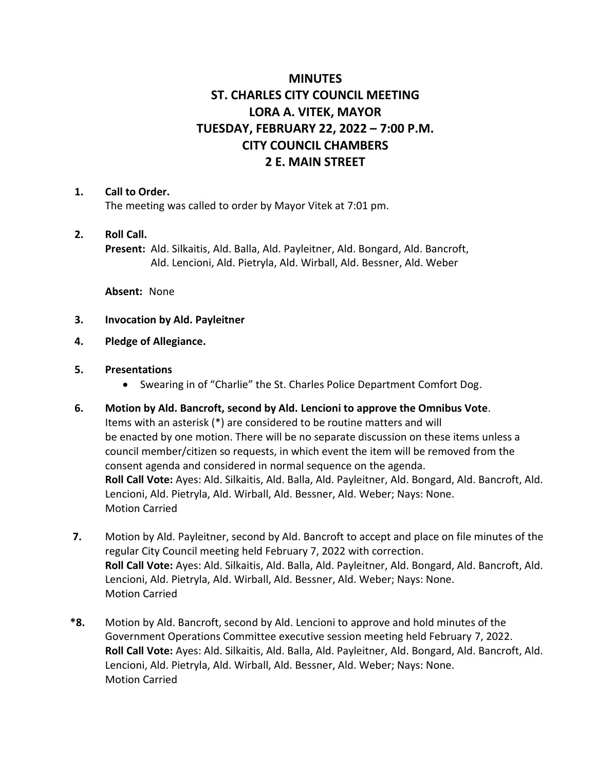# MINUTES
# ST. CHARLES CITY COUNCIL MEETING
# LORA A. VITEK, MAYOR
# TUESDAY, FEBRUARY 22, 2022 – 7:00 P.M.
# CITY COUNCIL CHAMBERS
# 2 E. MAIN STREET

**1. Call to Order.**
The meeting was called to order by Mayor Vitek at 7:01 pm.

**2. Roll Call.**
**Present:** Ald. Silkaitis, Ald. Balla, Ald. Payleitner, Ald. Bongard, Ald. Bancroft, Ald. Lencioni, Ald. Pietryla, Ald. Wirball, Ald. Bessner, Ald. Weber

**Absent:** None

**3. Invocation by Ald. Payleitner**

**4. Pledge of Allegiance.**

**5. Presentations**

- Swearing in of "Charlie" the St. Charles Police Department Comfort Dog.

**6. Motion by Ald. Bancroft, second by Ald. Lencioni to approve the Omnibus Vote**.
Items with an asterisk (*) are considered to be routine matters and will be enacted by one motion. There will be no separate discussion on these items unless a council member/citizen so requests, in which event the item will be removed from the consent agenda and considered in normal sequence on the agenda.
**Roll Call Vote:** Ayes: Ald. Silkaitis, Ald. Balla, Ald. Payleitner, Ald. Bongard, Ald. Bancroft, Ald. Lencioni, Ald. Pietryla, Ald. Wirball, Ald. Bessner, Ald. Weber; Nays: None.
Motion Carried

**7.** Motion by Ald. Payleitner, second by Ald. Bancroft to accept and place on file minutes of the regular City Council meeting held February 7, 2022 with correction.
**Roll Call Vote:** Ayes: Ald. Silkaitis, Ald. Balla, Ald. Payleitner, Ald. Bongard, Ald. Bancroft, Ald. Lencioni, Ald. Pietryla, Ald. Wirball, Ald. Bessner, Ald. Weber; Nays: None.
Motion Carried

**\*8.** Motion by Ald. Bancroft, second by Ald. Lencioni to approve and hold minutes of the Government Operations Committee executive session meeting held February 7, 2022.
**Roll Call Vote:** Ayes: Ald. Silkaitis, Ald. Balla, Ald. Payleitner, Ald. Bongard, Ald. Bancroft, Ald. Lencioni, Ald. Pietryla, Ald. Wirball, Ald. Bessner, Ald. Weber; Nays: None.
Motion Carried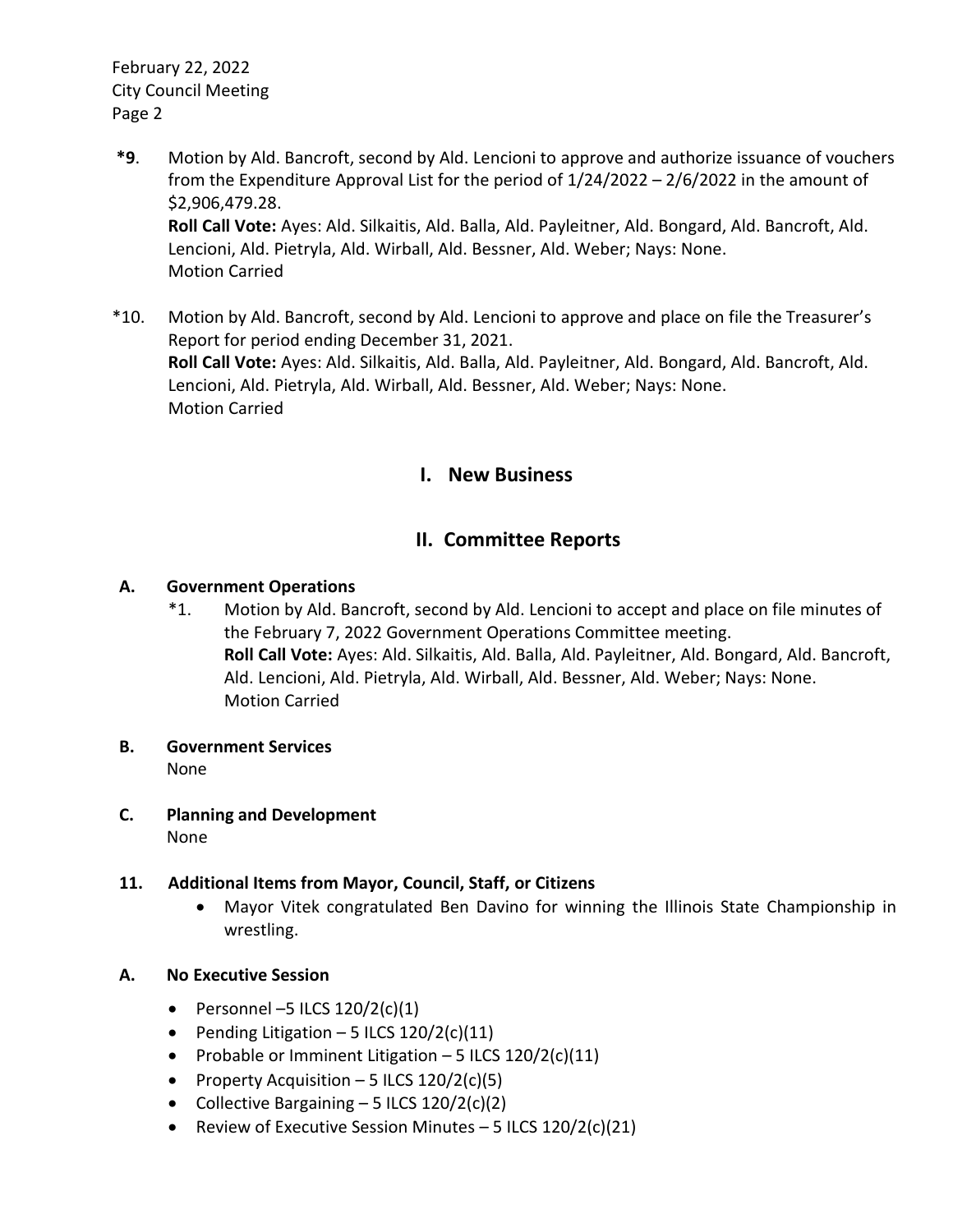**\*9**. Motion by Ald. Bancroft, second by Ald. Lencioni to approve and authorize issuance of vouchers from the Expenditure Approval List for the period of 1/24/2022 – 2/6/2022 in the amount of $2,906,479.28.
**Roll Call Vote:** Ayes: Ald. Silkaitis, Ald. Balla, Ald. Payleitner, Ald. Bongard, Ald. Bancroft, Ald. Lencioni, Ald. Pietryla, Ald. Wirball, Ald. Bessner, Ald. Weber; Nays: None.
Motion Carried

*10. Motion by Ald. Bancroft, second by Ald. Lencioni to approve and place on file the Treasurer's Report for period ending December 31, 2021.
**Roll Call Vote:** Ayes: Ald. Silkaitis, Ald. Balla, Ald. Payleitner, Ald. Bongard, Ald. Bancroft, Ald. Lencioni, Ald. Pietryla, Ald. Wirball, Ald. Bessner, Ald. Weber; Nays: None.
Motion Carried

## I. New Business

## II. Committee Reports

### A. Government Operations

*1. Motion by Ald. Bancroft, second by Ald. Lencioni to accept and place on file minutes of the February 7, 2022 Government Operations Committee meeting.
**Roll Call Vote:** Ayes: Ald. Silkaitis, Ald. Balla, Ald. Payleitner, Ald. Bongard, Ald. Bancroft, Ald. Lencioni, Ald. Pietryla, Ald. Wirball, Ald. Bessner, Ald. Weber; Nays: None.
Motion Carried

### B. Government Services

None

### C. Planning and Development

None

### 11. Additional Items from Mayor, Council, Staff, or Citizens

- Mayor Vitek congratulated Ben Davino for winning the Illinois State Championship in wrestling.

### A. No Executive Session

- Personnel –5 ILCS 120/2(c)(1)
- Pending Litigation – 5 ILCS 120/2(c)(11)
- Probable or Imminent Litigation – 5 ILCS 120/2(c)(11)
- Property Acquisition – 5 ILCS 120/2(c)(5)
- Collective Bargaining – 5 ILCS 120/2(c)(2)
- Review of Executive Session Minutes – 5 ILCS 120/2(c)(21)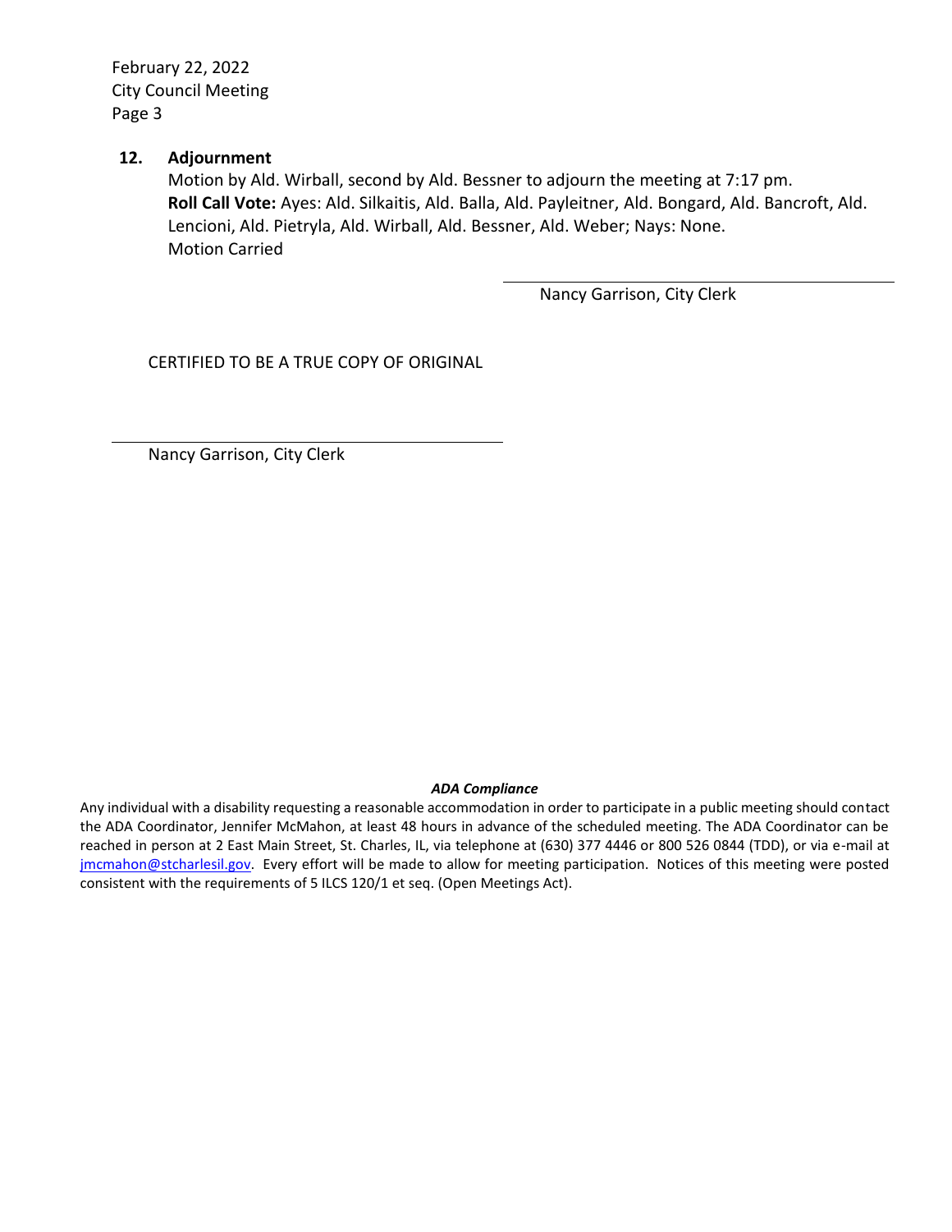**12. Adjournment**

Motion by Ald. Wirball, second by Ald. Bessner to adjourn the meeting at 7:17 pm.
**Roll Call Vote:** Ayes: Ald. Silkaitis, Ald. Balla, Ald. Payleitner, Ald. Bongard, Ald. Bancroft, Ald. Lencioni, Ald. Pietryla, Ald. Wirball, Ald. Bessner, Ald. Weber; Nays: None.
Motion Carried

\_\_\_\_\_\_\_\_\_\_\_\_\_\_\_\_\_\_\_\_\_\_\_\_\_\_\_\_\_\_\_\_\_\_\_\_\_\_\_\_
Nancy Garrison, City Clerk

CERTIFIED TO BE A TRUE COPY OF ORIGINAL

\_\_\_\_\_\_\_\_\_\_\_\_\_\_\_\_\_\_\_\_\_\_\_\_\_\_\_\_\_\_\_\_\_\_\_\_\_\_\_\_
Nancy Garrison, City Clerk

***ADA Compliance***

Any individual with a disability requesting a reasonable accommodation in order to participate in a public meeting should contact the ADA Coordinator, Jennifer McMahon, at least 48 hours in advance of the scheduled meeting. The ADA Coordinator can be reached in person at 2 East Main Street, St. Charles, IL, via telephone at (630) 377 4446 or 800 526 0844 (TDD), or via e-mail at jmcmahon@stcharlesil.gov. Every effort will be made to allow for meeting participation. Notices of this meeting were posted consistent with the requirements of 5 ILCS 120/1 et seq. (Open Meetings Act).